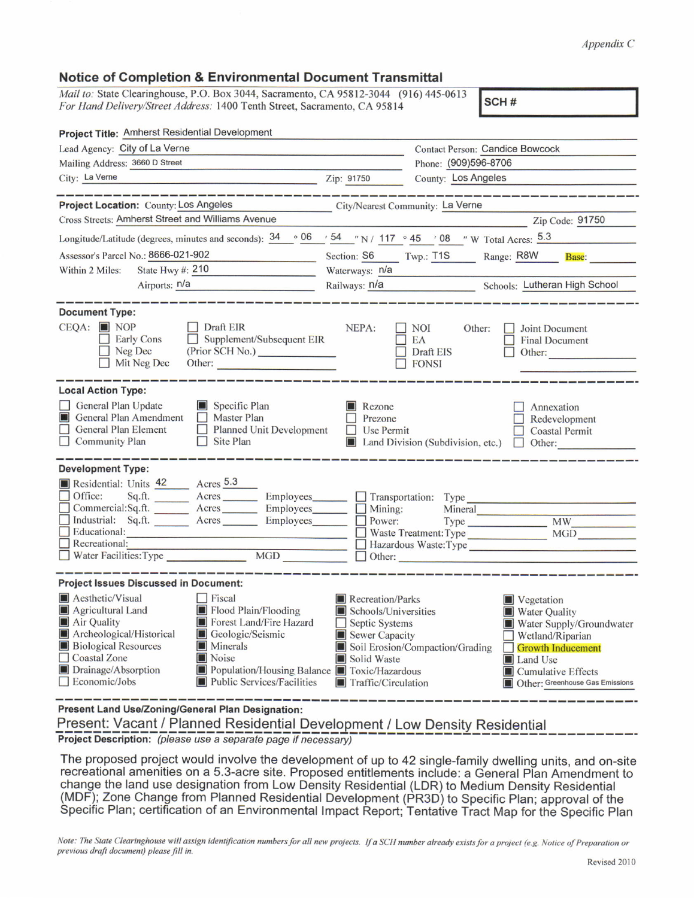*Appendix C*

## Notice of Completion & Environmental Document Transmittal

*Mail to:* State Clearinghouse, P.O. Box 3044, Sacramento, CA 95812-3044 (916) 445-0613
*For Hand Delivery/Street Address:* 1400 Tenth Street, Sacramento, CA 95814

**SCH #**

**Project Title:** Amherst Residential Development

Lead Agency: City of La Verne
Contact Person: Candice Bowcock
Mailing Address: 3660 D Street
Phone: (909)596-8706
City: La Verne
Zip: 91750
County: Los Angeles

---

**Project Location:** County: Los Angeles
City/Nearest Community: La Verne
Cross Streets: Amherst Street and Williams Avenue
Zip Code: 91750
Longitude/Latitude (degrees, minutes and seconds): 34 ° 06 ′ 54 ″ N / 117 ° 45 ′ 08 ″ W Total Acres: 5.3
Assessor's Parcel No.: 8666-021-902
Section: S6 Twp.: T1S Range: R8W Base:
Within 2 Miles: State Hwy #: 210
Waterways: n/a
Airports: n/a
Railways: n/a
Schools: Lutheran High School

---

**Document Type:**

CEQA:
- [x] NOP
- [ ] Early Cons
- [ ] Neg Dec
- [ ] Mit Neg Dec
- [ ] Draft EIR
- [ ] Supplement/Subsequent EIR (Prior SCH No.) ______
- Other: ______

NEPA:
- [ ] NOI
- [ ] EA
- [ ] Draft EIS
- [ ] FONSI

Other:
- [ ] Joint Document
- [ ] Final Document
- [ ] Other: ______

---

**Local Action Type:**

- [ ] General Plan Update
- [x] General Plan Amendment
- [ ] General Plan Element
- [ ] Community Plan
- [x] Specific Plan
- [ ] Master Plan
- [ ] Planned Unit Development
- [ ] Site Plan
- [x] Rezone
- [ ] Prezone
- [ ] Use Permit
- [x] Land Division (Subdivision, etc.)
- [ ] Annexation
- [ ] Redevelopment
- [ ] Coastal Permit
- [ ] Other: ______

---

**Development Type:**

- [x] Residential: Units 42 Acres 5.3
- [ ] Office: Sq.ft. ____ Acres ____ Employees ____
- [ ] Commercial: Sq.ft. ____ Acres ____ Employees ____
- [ ] Industrial: Sq.ft. ____ Acres ____ Employees ____
- [ ] Educational: ______
- [ ] Recreational: ______
- [ ] Water Facilities: Type ______ MGD ______
- [ ] Transportation: Type ______
- [ ] Mining: Mineral ______
- [ ] Power: Type ______ MW ______
- [ ] Waste Treatment: Type ______ MGD ______
- [ ] Hazardous Waste: Type ______
- [ ] Other: ______

---

**Project Issues Discussed in Document:**

- [x] Aesthetic/Visual
- [x] Agricultural Land
- [x] Air Quality
- [x] Archeological/Historical
- [x] Biological Resources
- [ ] Coastal Zone
- [x] Drainage/Absorption
- [ ] Economic/Jobs
- [ ] Fiscal
- [x] Flood Plain/Flooding
- [x] Forest Land/Fire Hazard
- [x] Geologic/Seismic
- [x] Minerals
- [x] Noise
- [x] Population/Housing Balance
- [x] Public Services/Facilities
- [x] Recreation/Parks
- [x] Schools/Universities
- [ ] Septic Systems
- [x] Sewer Capacity
- [x] Soil Erosion/Compaction/Grading
- [x] Solid Waste
- [x] Toxic/Hazardous
- [x] Traffic/Circulation
- [x] Vegetation
- [x] Water Quality
- [x] Water Supply/Groundwater
- [ ] Wetland/Riparian
- [ ] Growth Inducement
- [x] Land Use
- [x] Cumulative Effects
- [x] Other: Greenhouse Gas Emissions

---

**Present Land Use/Zoning/General Plan Designation:**

Present: Vacant / Planned Residential Development / Low Density Residential

**Project Description:** *(please use a separate page if necessary)*

The proposed project would involve the development of up to 42 single-family dwelling units, and on-site recreational amenities on a 5.3-acre site. Proposed entitlements include: a General Plan Amendment to change the land use designation from Low Density Residential (LDR) to Medium Density Residential (MDF); Zone Change from Planned Residential Development (PR3D) to Specific Plan; approval of the Specific Plan; certification of an Environmental Impact Report; Tentative Tract Map for the Specific Plan

*Note: The State Clearinghouse will assign identification numbers for all new projects. If a SCH number already exists for a project (e.g. Notice of Preparation or previous draft document) please fill in.*

Revised 2010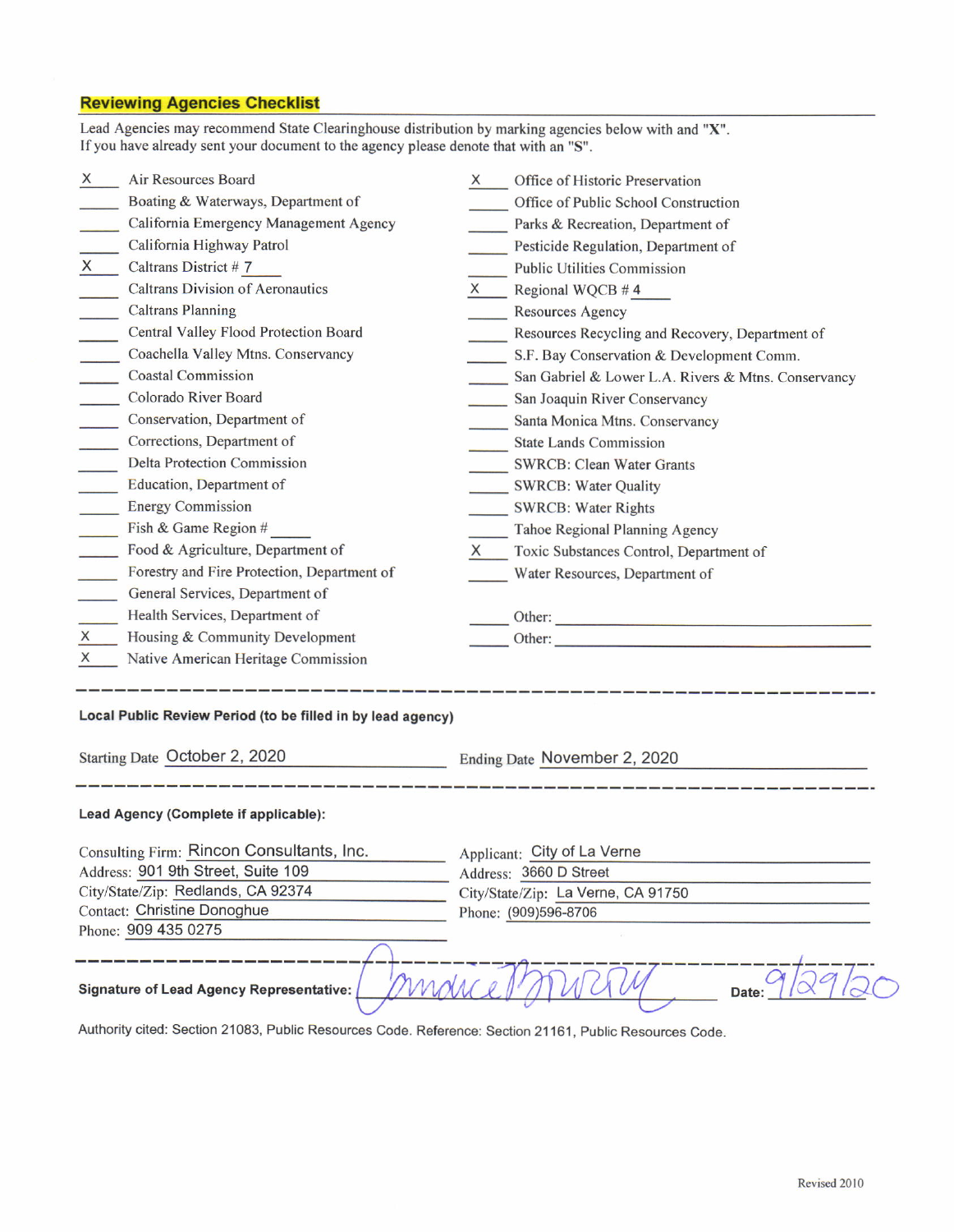## Reviewing Agencies Checklist

Lead Agencies may recommend State Clearinghouse distribution by marking agencies below with and "X".
If you have already sent your document to the agency please denote that with an "S".

- X Air Resources Board
- ___ Boating & Waterways, Department of
- ___ California Emergency Management Agency
- ___ California Highway Patrol
- X Caltrans District # 7
- ___ Caltrans Division of Aeronautics
- ___ Caltrans Planning
- ___ Central Valley Flood Protection Board
- ___ Coachella Valley Mtns. Conservancy
- ___ Coastal Commission
- ___ Colorado River Board
- ___ Conservation, Department of
- ___ Corrections, Department of
- ___ Delta Protection Commission
- ___ Education, Department of
- ___ Energy Commission
- ___ Fish & Game Region # ___
- ___ Food & Agriculture, Department of
- ___ Forestry and Fire Protection, Department of
- ___ General Services, Department of
- ___ Health Services, Department of
- X Housing & Community Development
- X Native American Heritage Commission
- X Office of Historic Preservation
- ___ Office of Public School Construction
- ___ Parks & Recreation, Department of
- ___ Pesticide Regulation, Department of
- ___ Public Utilities Commission
- X Regional WQCB # 4
- ___ Resources Agency
- ___ Resources Recycling and Recovery, Department of
- ___ S.F. Bay Conservation & Development Comm.
- ___ San Gabriel & Lower L.A. Rivers & Mtns. Conservancy
- ___ San Joaquin River Conservancy
- ___ Santa Monica Mtns. Conservancy
- ___ State Lands Commission
- ___ SWRCB: Clean Water Grants
- ___ SWRCB: Water Quality
- ___ SWRCB: Water Rights
- ___ Tahoe Regional Planning Agency
- X Toxic Substances Control, Department of
- ___ Water Resources, Department of
- ___ Other: ___
- ___ Other: ___

**Local Public Review Period (to be filled in by lead agency)**

Starting Date October 2, 2020    Ending Date November 2, 2020

**Lead Agency (Complete if applicable):**

Consulting Firm: Rincon Consultants, Inc.
Address: 901 9th Street, Suite 109
City/State/Zip: Redlands, CA 92374
Contact: Christine Donoghue
Phone: 909 435 0275

Applicant: City of La Verne
Address: 3660 D Street
City/State/Zip: La Verne, CA 91750
Phone: (909)596-8706

**Signature of Lead Agency Representative:** [signature]    **Date:** 9/29/20

Authority cited: Section 21083, Public Resources Code. Reference: Section 21161, Public Resources Code.

Revised 2010